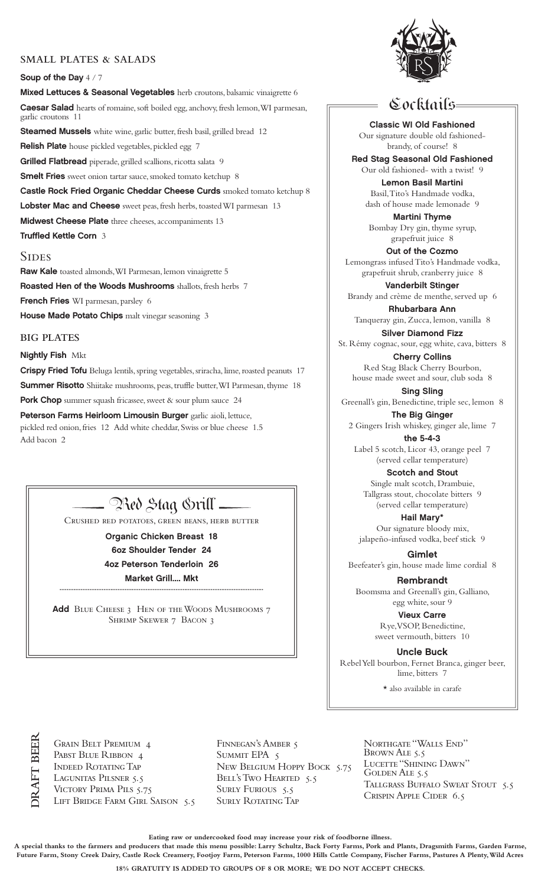## SMALL PLATES & SALADS

**Soup of the Day** 4 / 7

**Mixed Lettuces & Seasonal Vegetables** herb croutons, balsamic vinaigrette 6

**Caesar Salad** hearts of romaine, soft boiled egg, anchovy, fresh lemon, WI parmesan, garlic croutons 11

**Steamed Mussels** white wine, garlic butter, fresh basil, grilled bread 12

**Relish Plate** house pickled vegetables, pickled egg 7

**Grilled Flatbread** piperade, grilled scallions, ricotta salata 9

**Smelt Fries** sweet onion tartar sauce, smoked tomato ketchup 8

**Castle Rock Fried Organic Cheddar Cheese Curds** smoked tomato ketchup 8

**Lobster Mac and Cheese** sweet peas, fresh herbs, toasted WI parmesan 13

**Midwest Cheese Plate** three cheeses, accompaniments 13

**Truffled Kettle Corn** 3

## SIDES

**Raw Kale** toasted almonds, WI Parmesan, lemon vinaigrette 5

**Roasted Hen of the Woods Mushrooms** shallots, fresh herbs 7

**French Fries** WI parmesan, parsley 6

**House Made Potato Chips** malt vinegar seasoning 3

## BIG PLATES

**Nightly Fish** Mkt

**Crispy Fried Tofu** Beluga lentils, spring vegetables, sriracha, lime, roasted peanuts 17

**Summer Risotto** Shiitake mushrooms, peas, truffle butter, WI Parmesan, thyme 18

**Pork Chop** summer squash fricassee, sweet & sour plum sauce 24

**Peterson Farms Heirloom Limousin Burger** garlic aioli, lettuce, pickled red onion, fries 12 Add white cheddar, Swiss or blue cheese 1.5 Add bacon 2

## Red Stag Grill

CRUSHED RED POTATOES, GREEN BEANS, HERB BUTTER

**Organic Chicken Breast 18**

**6oz Shoulder Tender 24**

**4oz Peterson Tenderloin 26**

**Market Grill.... Mkt**

**Add** BLUE CHEESE 3 HEN OF THE WOODS MUSHROOMS 7 SHRIMP SKEWER 7 BACON 3

## Cocktails

**Classic WI Old Fashioned**
Our signature double old fashioned- brandy, of course! 8

**Red Stag Seasonal Old Fashioned**
Our old fashioned- with a twist! 9

**Lemon Basil Martini**
Basil, Tito's Handmade vodka, dash of house made lemonade 9

**Martini Thyme**
Bombay Dry gin, thyme syrup, grapefruit juice 8

**Out of the Cozmo**
Lemongrass infused Tito's Handmade vodka, grapefruit shrub, cranberry juice 8

**Vanderbilt Stinger**
Brandy and crème de menthe, served up 6

**Rhubarbara Ann**
Tanqueray gin, Zucca, lemon, vanilla 8

**Silver Diamond Fizz**
St. Rémy cognac, sour, egg white, cava, bitters 8

**Cherry Collins**
Red Stag Black Cherry Bourbon, house made sweet and sour, club soda 8

**Sing Sling**
Greenall's gin, Benedictine, triple sec, lemon 8

**The Big Ginger**
2 Gingers Irish whiskey, ginger ale, lime 7

**the 5-4-3**
Label 5 scotch, Licor 43, orange peel 7 (served cellar temperature)

**Scotch and Stout**
Single malt scotch, Drambuie, Tallgrass stout, chocolate bitters 9 (served cellar temperature)

**Hail Mary***
Our signature bloody mix, jalapeño-infused vodka, beef stick 9

**Gimlet**
Beefeater's gin, house made lime cordial 8

**Rembrandt**
Boomsma and Greenall's gin, Galliano, egg white, sour 9

**Vieux Carre**
Rye, VSOP, Benedictine, sweet vermouth, bitters 10

**Uncle Buck**
Rebel Yell bourbon, Fernet Branca, ginger beer, lime, bitters 7

* also available in carafe

## DRAFT BEER

GRAIN BELT PREMIUM 4
PABST BLUE RIBBON 4
INDEED ROTATING TAP
LAGUNITAS PILSNER 5.5
VICTORY PRIMA PILS 5.75
LIFT BRIDGE FARM GIRL SAISON 5.5
FINNEGAN'S AMBER 5
SUMMIT EPA 5
NEW BELGIUM HOPPY BOCK 5.75
BELL'S TWO HEARTED 5.5
SURLY FURIOUS 5.5
SURLY ROTATING TAP
NORTHGATE "WALLS END" BROWN ALE 5.5
LUCETTE "SHINING DAWN" GOLDEN ALE 5.5
TALLGRASS BUFFALO SWEAT STOUT 5.5
CRISPIN APPLE CIDER 6.5

**Eating raw or undercooked food may increase your risk of foodborne illness.**

**A special thanks to the farmers and producers that made this menu possible: Larry Schultz, Back Forty Farms, Pork and Plants, Dragsmith Farms, Garden Farme, Future Farm, Stony Creek Dairy, Castle Rock Creamery, Footjoy Farm, Peterson Farms, 1000 Hills Cattle Company, Fischer Farms, Pastures A Plenty, Wild Acres**

**18% GRATUITY IS ADDED TO GROUPS OF 8 OR MORE; WE DO NOT ACCEPT CHECKS.**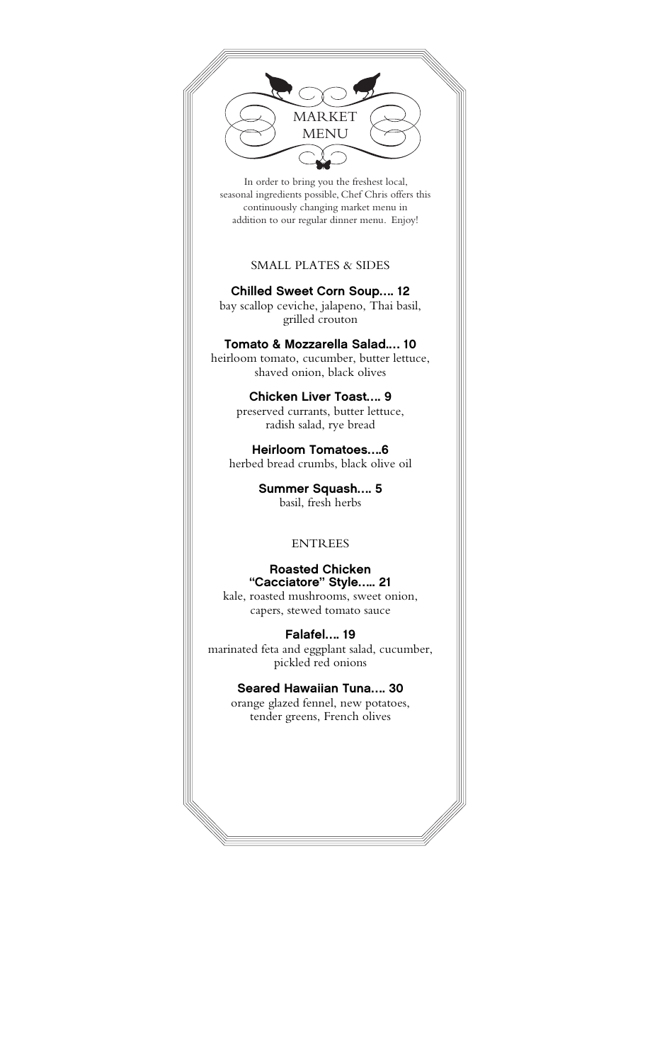# MARKET MENU

In order to bring you the freshest local, seasonal ingredients possible, Chef Chris offers this continuously changing market menu in addition to our regular dinner menu. Enjoy!

## SMALL PLATES & SIDES

**Chilled Sweet Corn Soup…. 12**
bay scallop ceviche, jalapeno, Thai basil, grilled crouton

**Tomato & Mozzarella Salad…. 10**
heirloom tomato, cucumber, butter lettuce, shaved onion, black olives

**Chicken Liver Toast…. 9**
preserved currants, butter lettuce, radish salad, rye bread

**Heirloom Tomatoes….6**
herbed bread crumbs, black olive oil

**Summer Squash…. 5**
basil, fresh herbs

## ENTREES

**Roasted Chicken "Cacciatore" Style….. 21**
kale, roasted mushrooms, sweet onion, capers, stewed tomato sauce

**Falafel…. 19**
marinated feta and eggplant salad, cucumber, pickled red onions

**Seared Hawaiian Tuna…. 30**
orange glazed fennel, new potatoes, tender greens, French olives